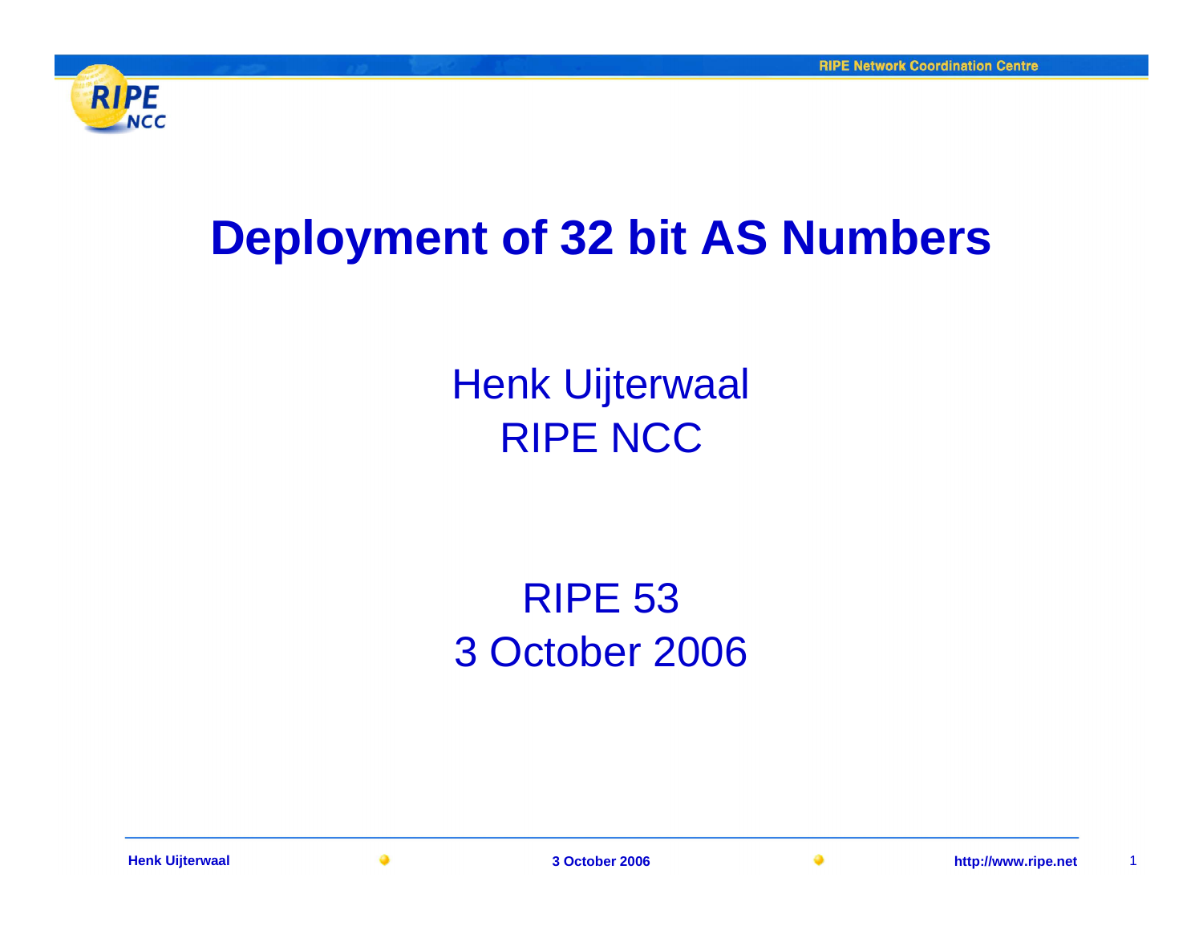# Deployment of 32 bit AS Numbers

Henk Uijterwaal
RIPE NCC

RIPE 53
3 October 2006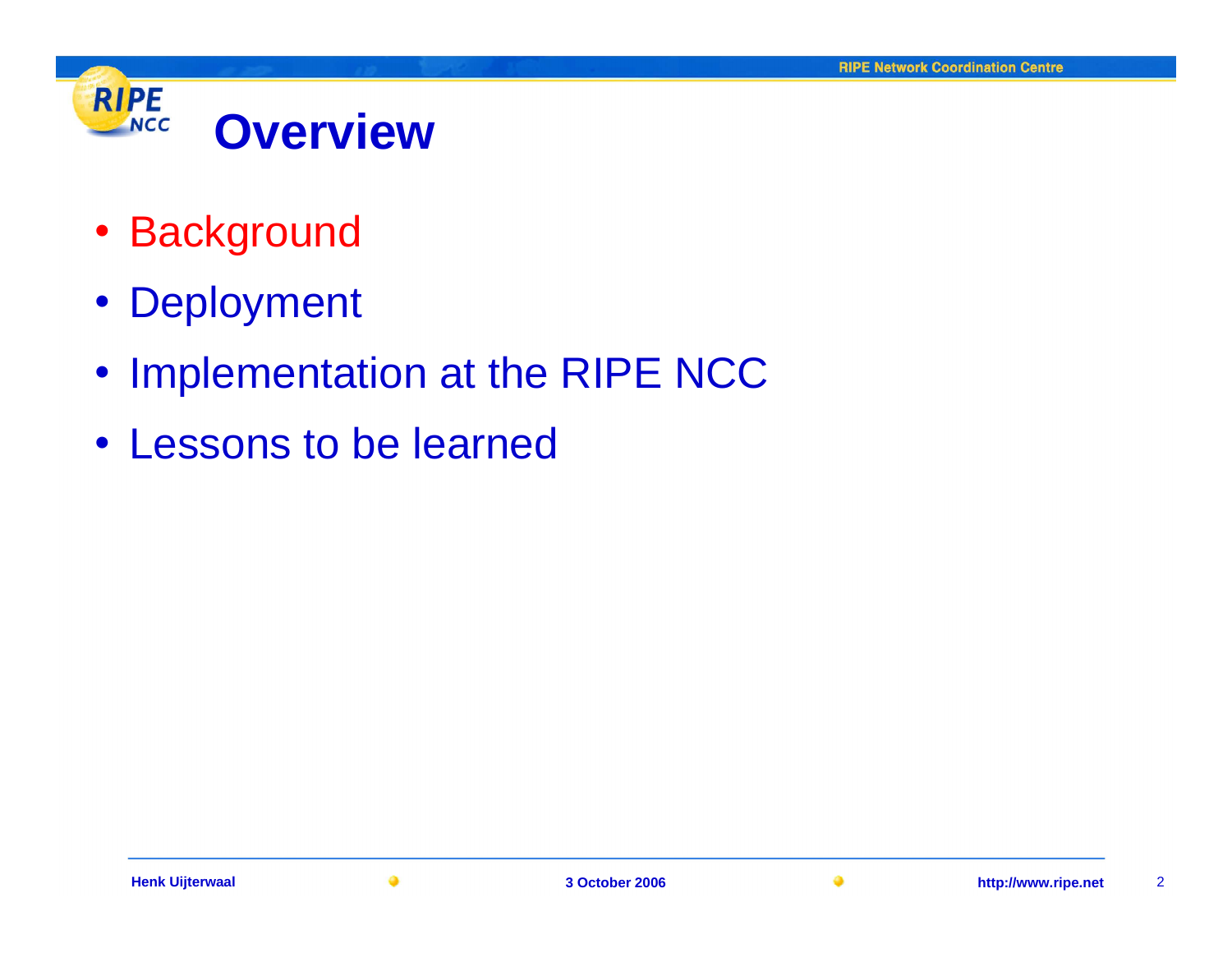# Overview

- Background
- Deployment
- Implementation at the RIPE NCC
- Lessons to be learned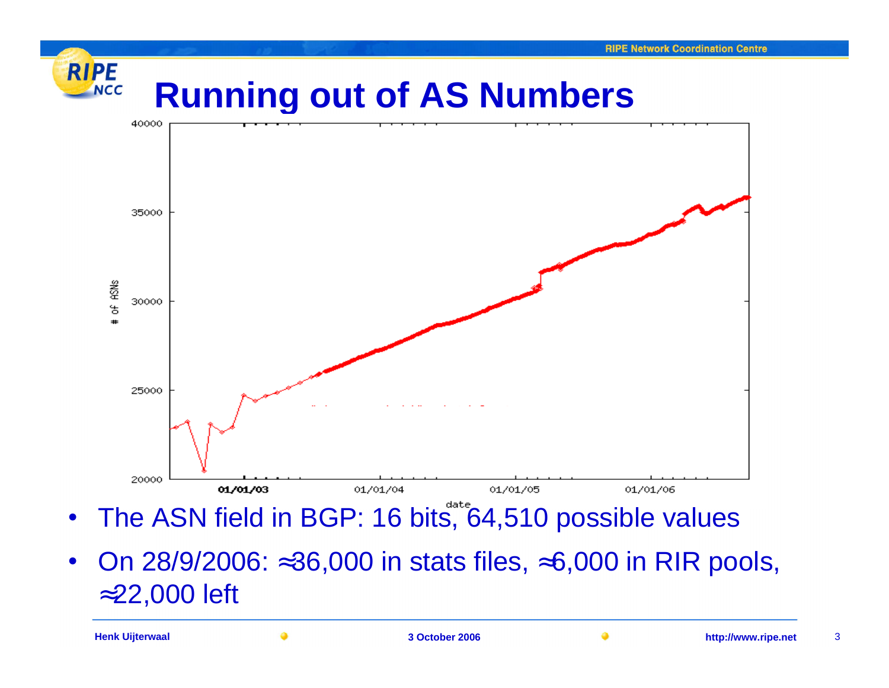# Running out of AS Numbers

40000
35000
30000
25000
20000
# of ASNs
01/01/03
01/01/04
01/01/05
01/01/06
date

- The ASN field in BGP: 16 bits, 64,510 possible values
- On 28/9/2006: ≈36,000 in stats files, ≈6,000 in RIR pools, ≈22,000 left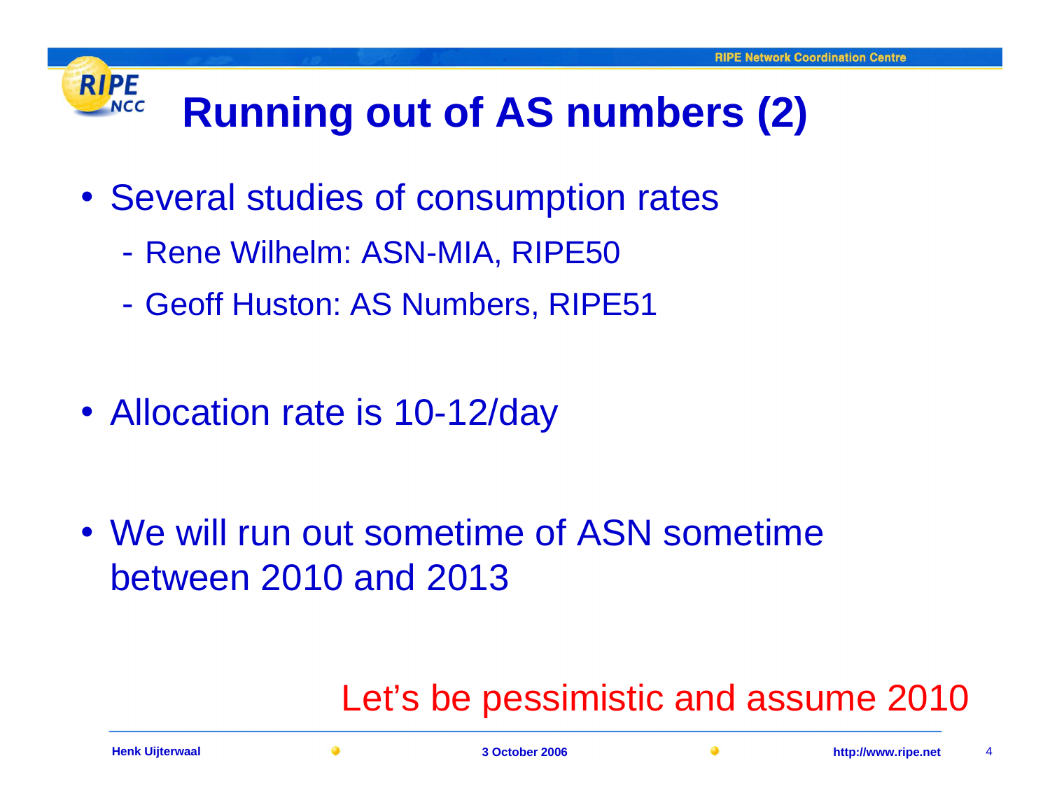# Running out of AS numbers (2)

- Several studies of consumption rates
  - Rene Wilhelm: ASN-MIA, RIPE50
  - Geoff Huston: AS Numbers, RIPE51

- Allocation rate is 10-12/day

- We will run out sometime of ASN sometime between 2010 and 2013

Let's be pessimistic and assume 2010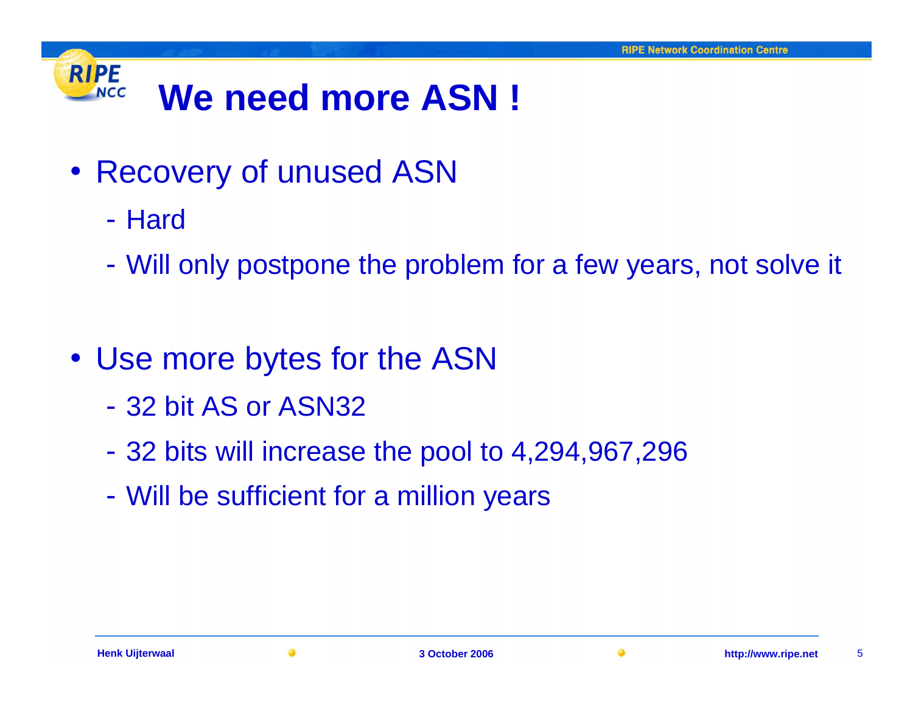# We need more ASN !

- Recovery of unused ASN
  - Hard
  - Will only postpone the problem for a few years, not solve it

- Use more bytes for the ASN
  - 32 bit AS or ASN32
  - 32 bits will increase the pool to 4,294,967,296
  - Will be sufficient for a million years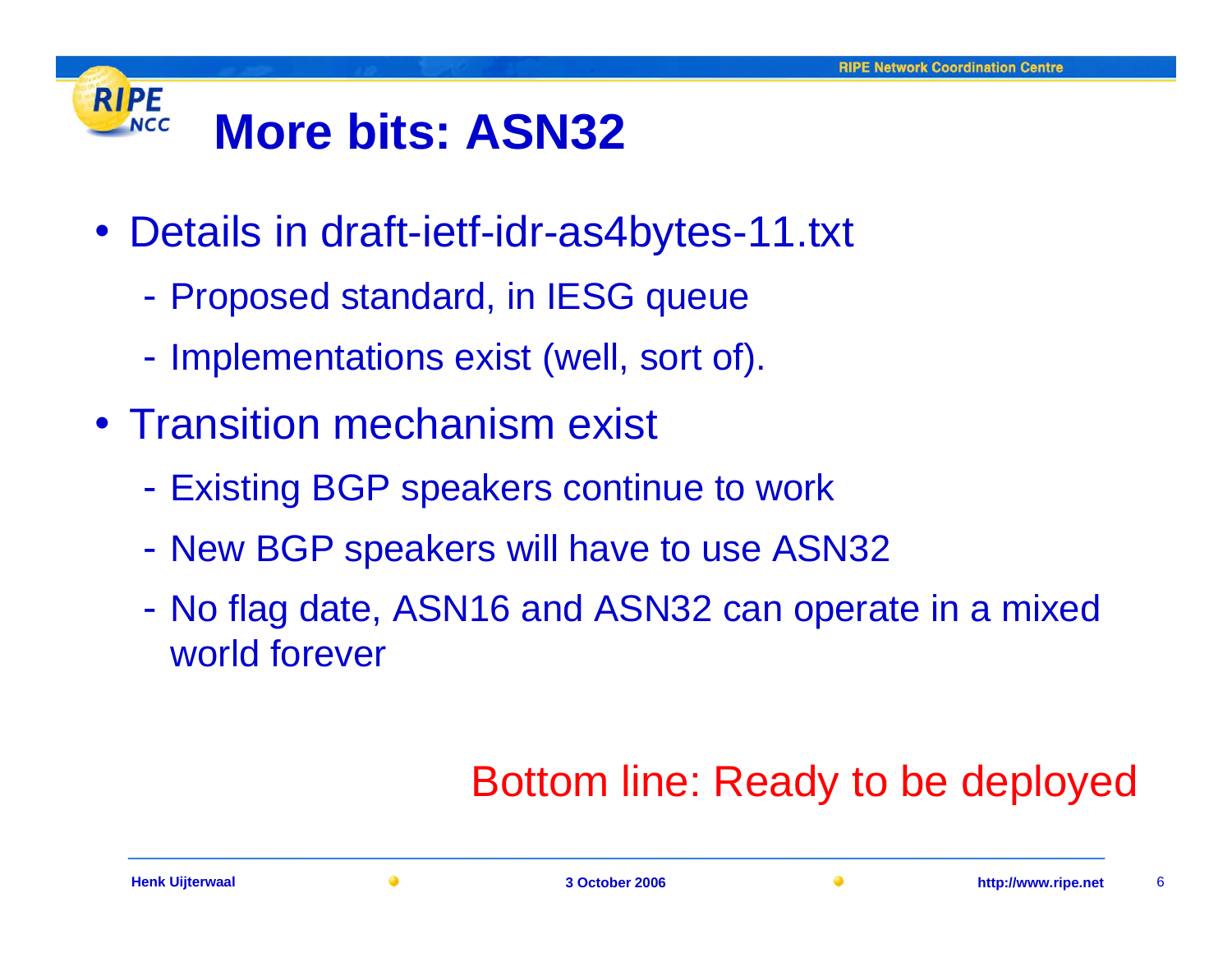# More bits: ASN32

- Details in draft-ietf-idr-as4bytes-11.txt
  - Proposed standard, in IESG queue
  - Implementations exist (well, sort of).
- Transition mechanism exist
  - Existing BGP speakers continue to work
  - New BGP speakers will have to use ASN32
  - No flag date, ASN16 and ASN32 can operate in a mixed world forever

Bottom line: Ready to be deployed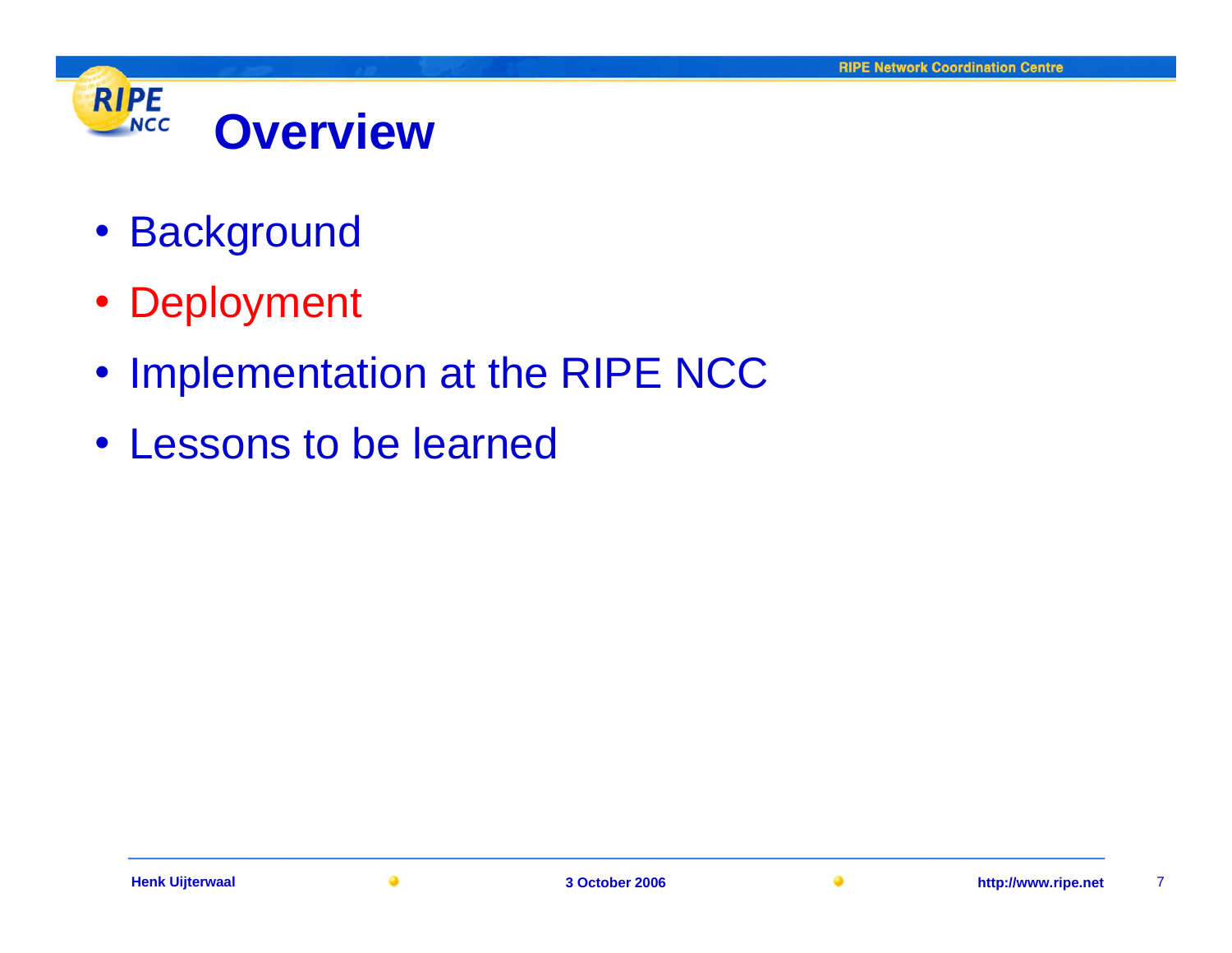# Overview

- Background
- Deployment
- Implementation at the RIPE NCC
- Lessons to be learned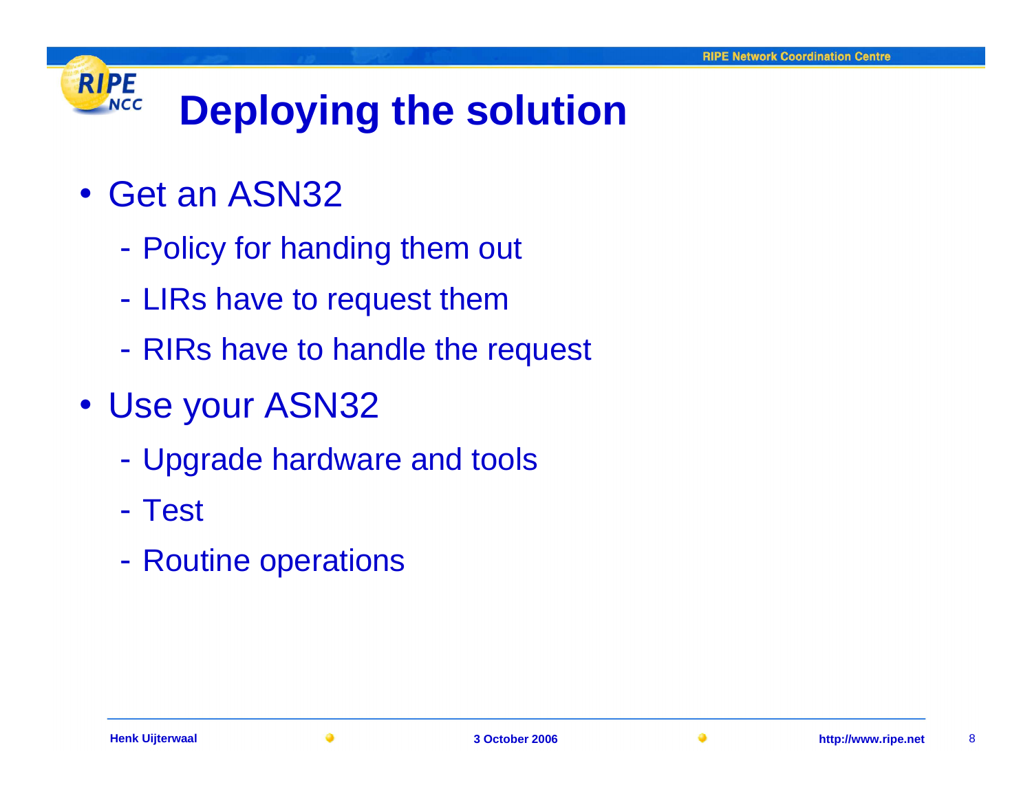# Deploying the solution

- Get an ASN32
  - Policy for handing them out
  - LIRs have to request them
  - RIRs have to handle the request
- Use your ASN32
  - Upgrade hardware and tools
  - Test
  - Routine operations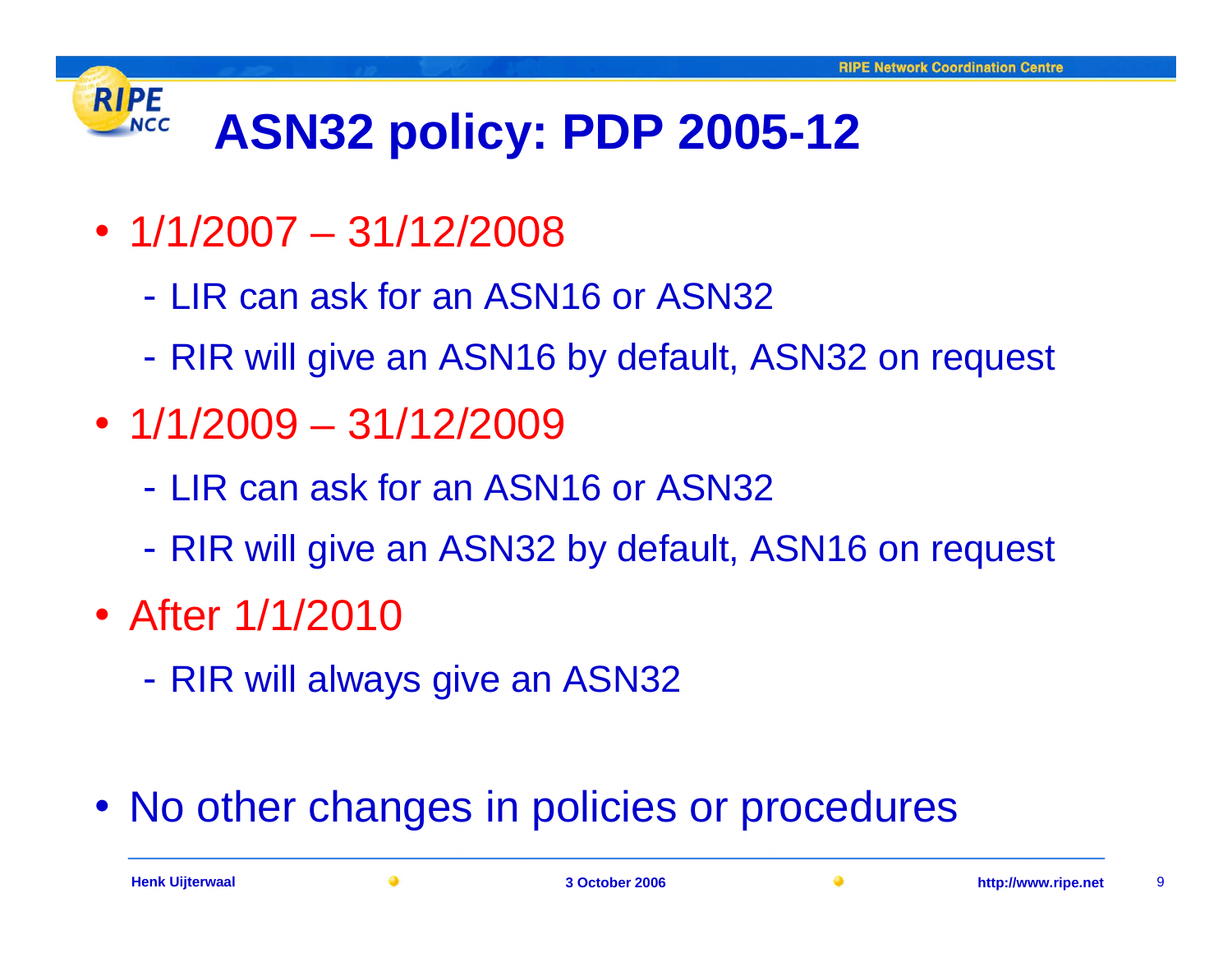# ASN32 policy: PDP 2005-12

- 1/1/2007 – 31/12/2008
  - LIR can ask for an ASN16 or ASN32
  - RIR will give an ASN16 by default, ASN32 on request
- 1/1/2009 – 31/12/2009
  - LIR can ask for an ASN16 or ASN32
  - RIR will give an ASN32 by default, ASN16 on request
- After 1/1/2010
  - RIR will always give an ASN32

- No other changes in policies or procedures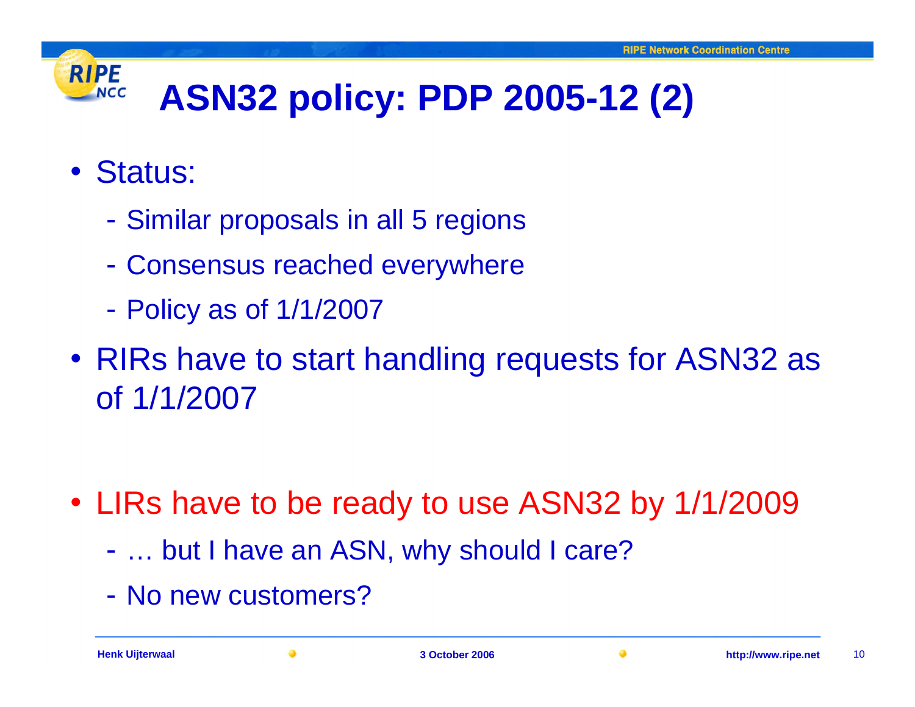# ASN32 policy: PDP 2005-12 (2)

- Status:
  - Similar proposals in all 5 regions
  - Consensus reached everywhere
  - Policy as of 1/1/2007
- RIRs have to start handling requests for ASN32 as of 1/1/2007
- LIRs have to be ready to use ASN32 by 1/1/2009
  - … but I have an ASN, why should I care?
  - No new customers?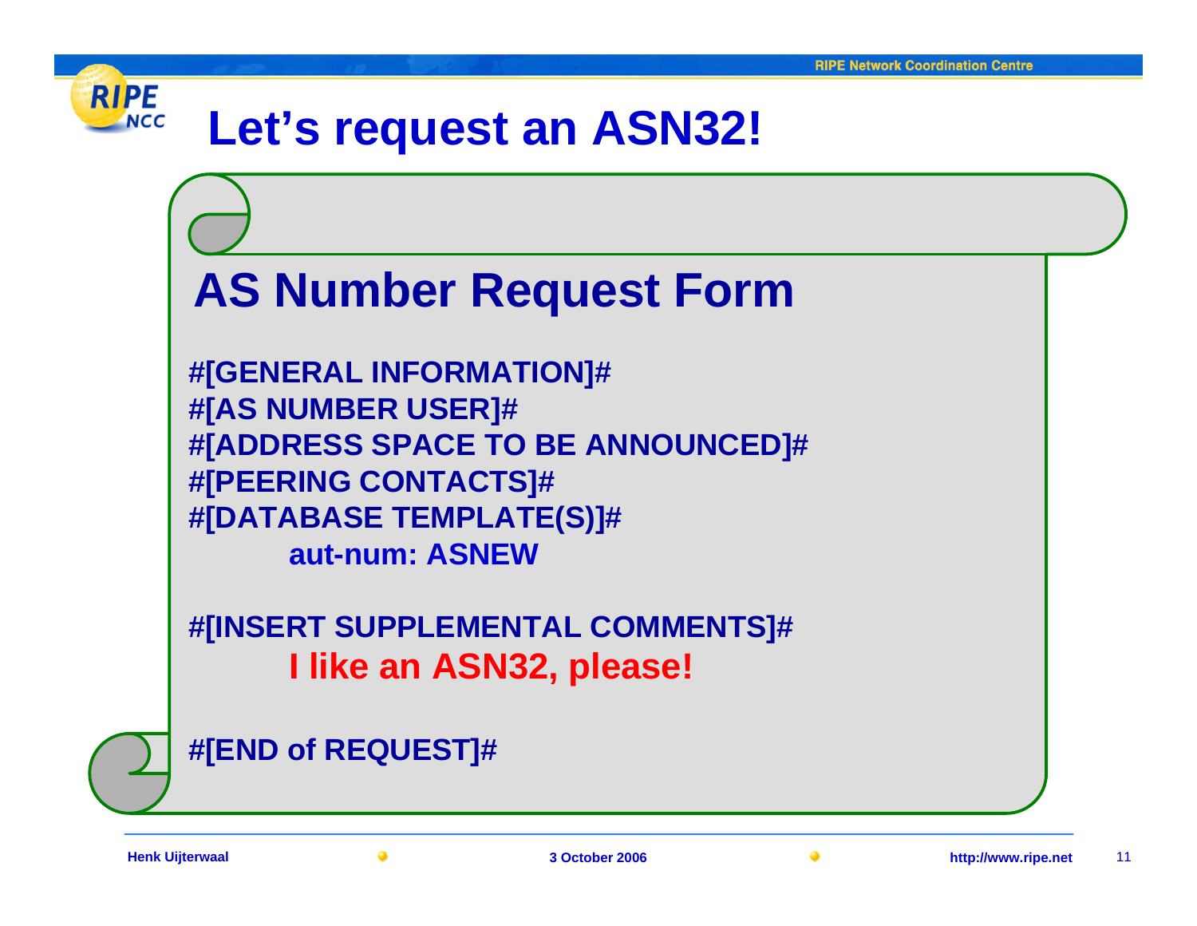# Let's request an ASN32!

## AS Number Request Form

#[GENERAL INFORMATION]#
#[AS NUMBER USER]#
#[ADDRESS SPACE TO BE ANNOUNCED]#
#[PEERING CONTACTS]#
#[DATABASE TEMPLATE(S)]#

aut-num: ASNEW

#[INSERT SUPPLEMENTAL COMMENTS]#

I like an ASN32, please!

#[END of REQUEST]#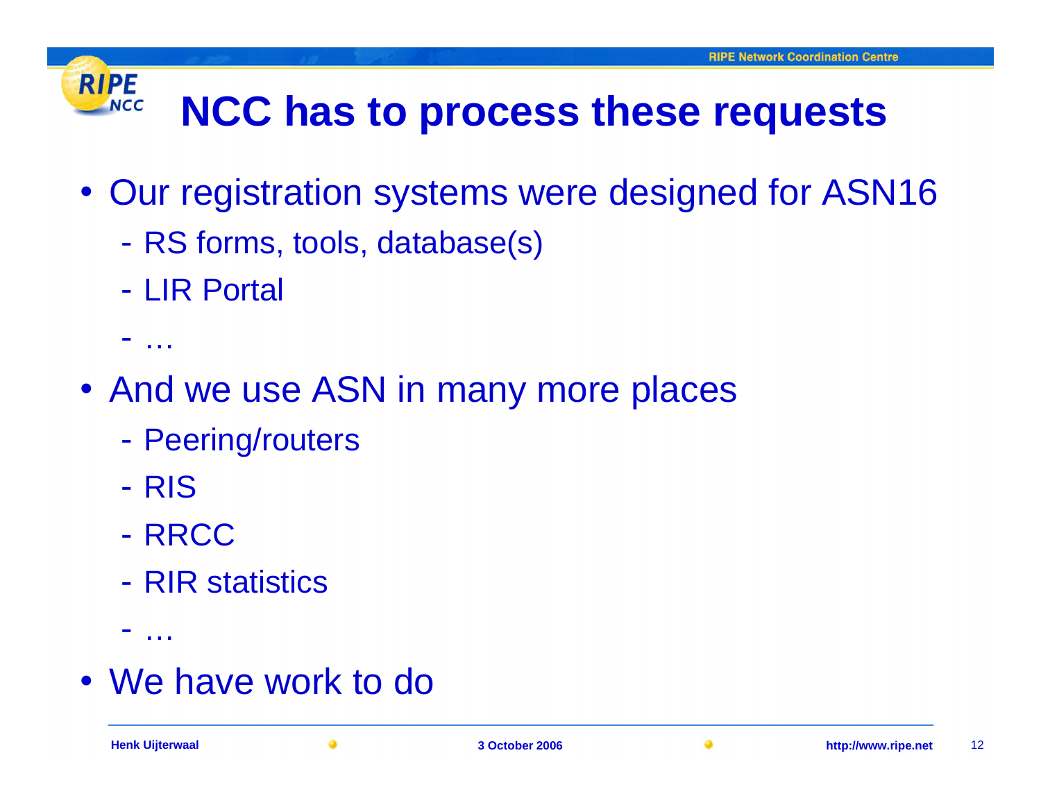# NCC has to process these requests

- Our registration systems were designed for ASN16
  - RS forms, tools, database(s)
  - LIR Portal
  - …
- And we use ASN in many more places
  - Peering/routers
  - RIS
  - RRCC
  - RIR statistics
  - …
- We have work to do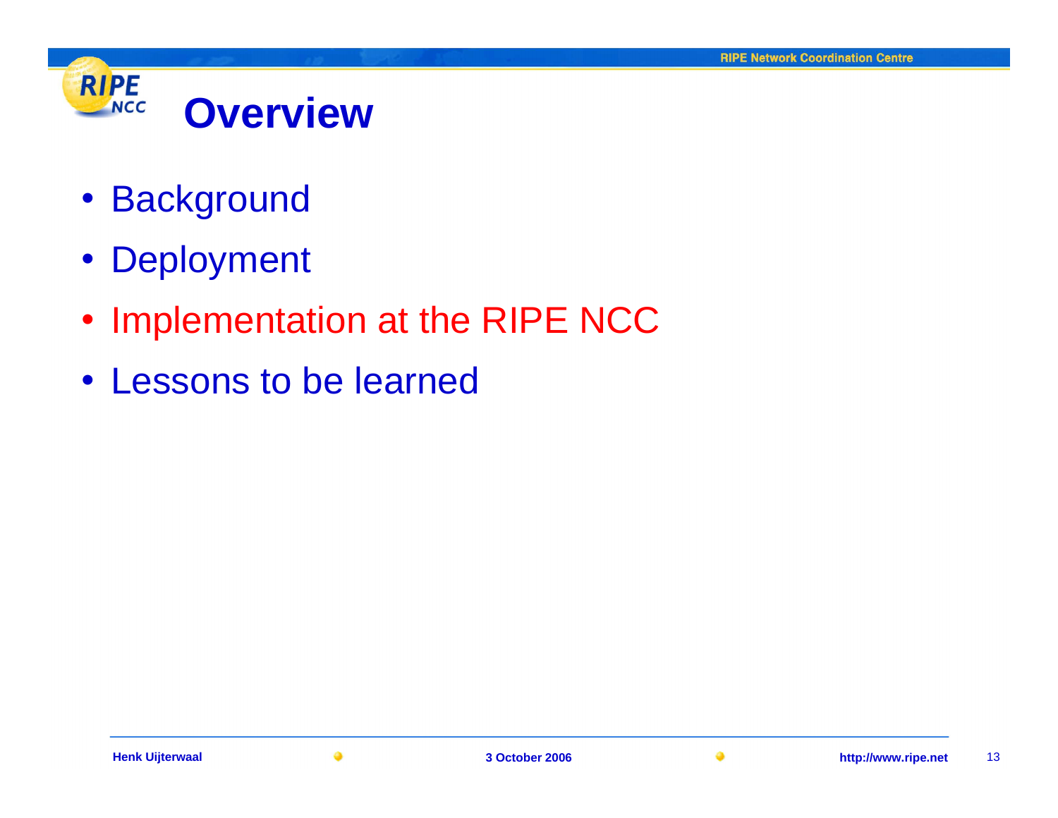# Overview

- Background
- Deployment
- Implementation at the RIPE NCC
- Lessons to be learned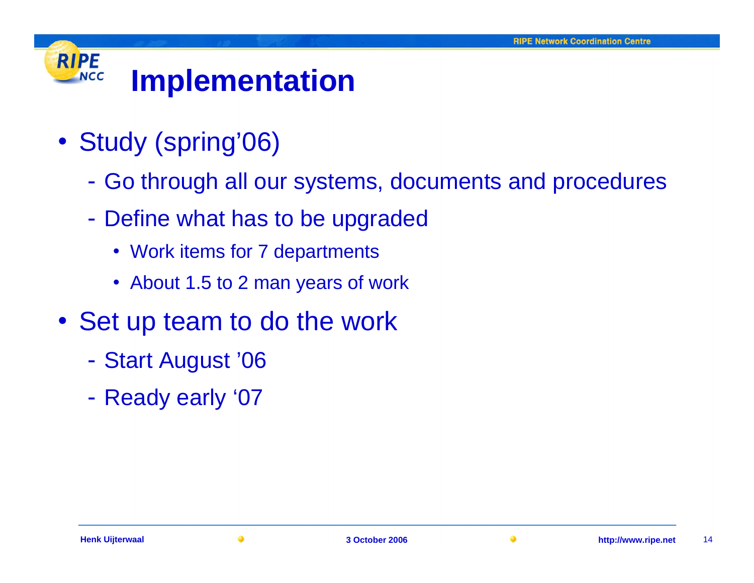# Implementation

- Study (spring'06)
  - Go through all our systems, documents and procedures
  - Define what has to be upgraded
    - Work items for 7 departments
    - About 1.5 to 2 man years of work
- Set up team to do the work
  - Start August '06
  - Ready early '07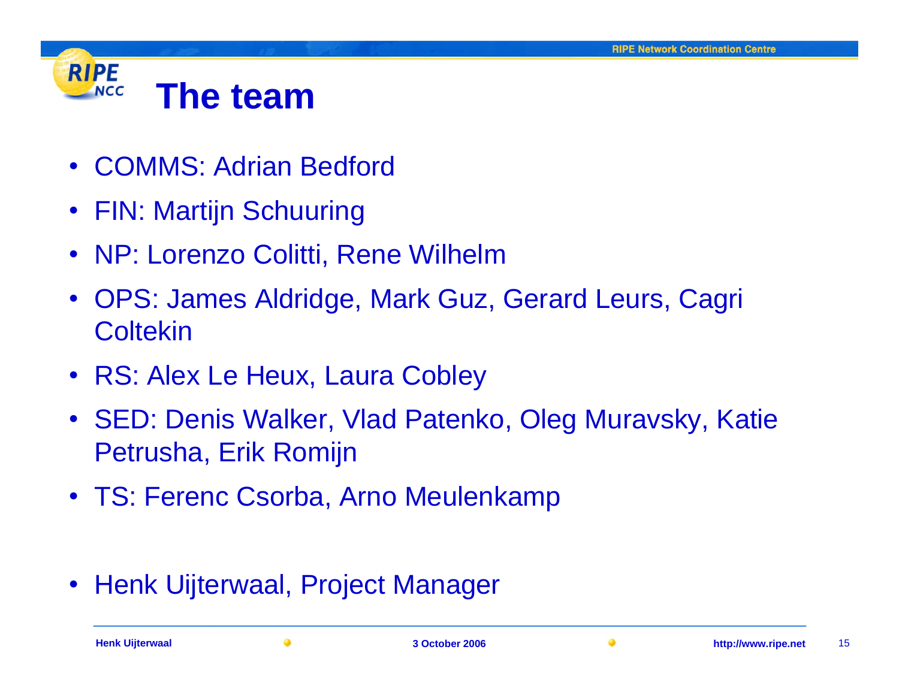# The team

- COMMS: Adrian Bedford
- FIN: Martijn Schuuring
- NP: Lorenzo Colitti, Rene Wilhelm
- OPS: James Aldridge, Mark Guz, Gerard Leurs, Cagri Coltekin
- RS: Alex Le Heux, Laura Cobley
- SED: Denis Walker, Vlad Patenko, Oleg Muravsky, Katie Petrusha, Erik Romijn
- TS: Ferenc Csorba, Arno Meulenkamp

- Henk Uijterwaal, Project Manager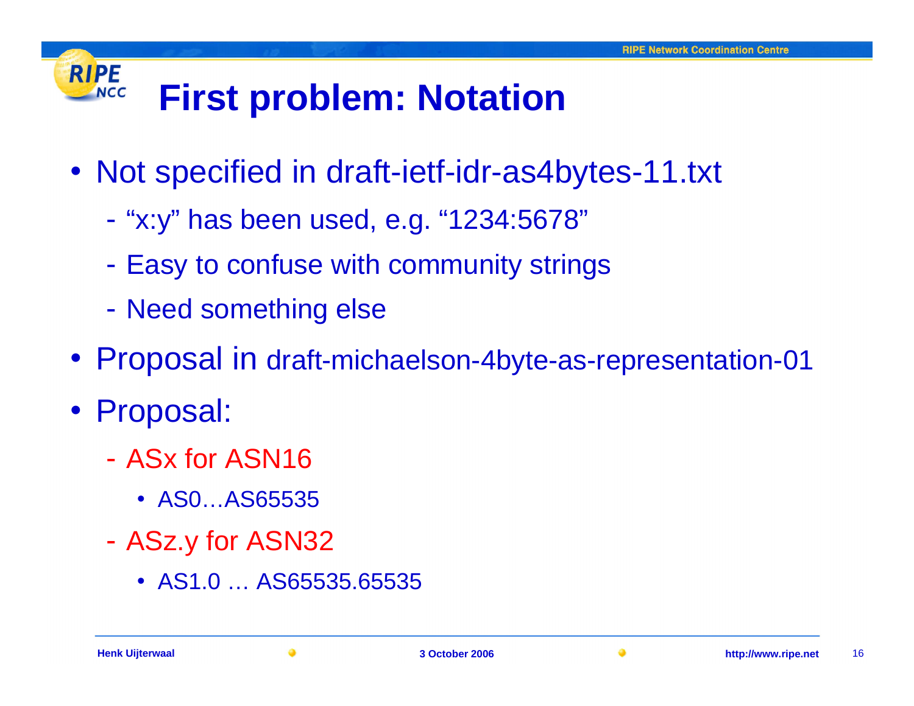# First problem: Notation

- Not specified in draft-ietf-idr-as4bytes-11.txt
  - "x:y" has been used, e.g. "1234:5678"
  - Easy to confuse with community strings
  - Need something else
- Proposal in draft-michaelson-4byte-as-representation-01
- Proposal:
  - ASx for ASN16
    - AS0…AS65535
  - ASz.y for ASN32
    - AS1.0 … AS65535.65535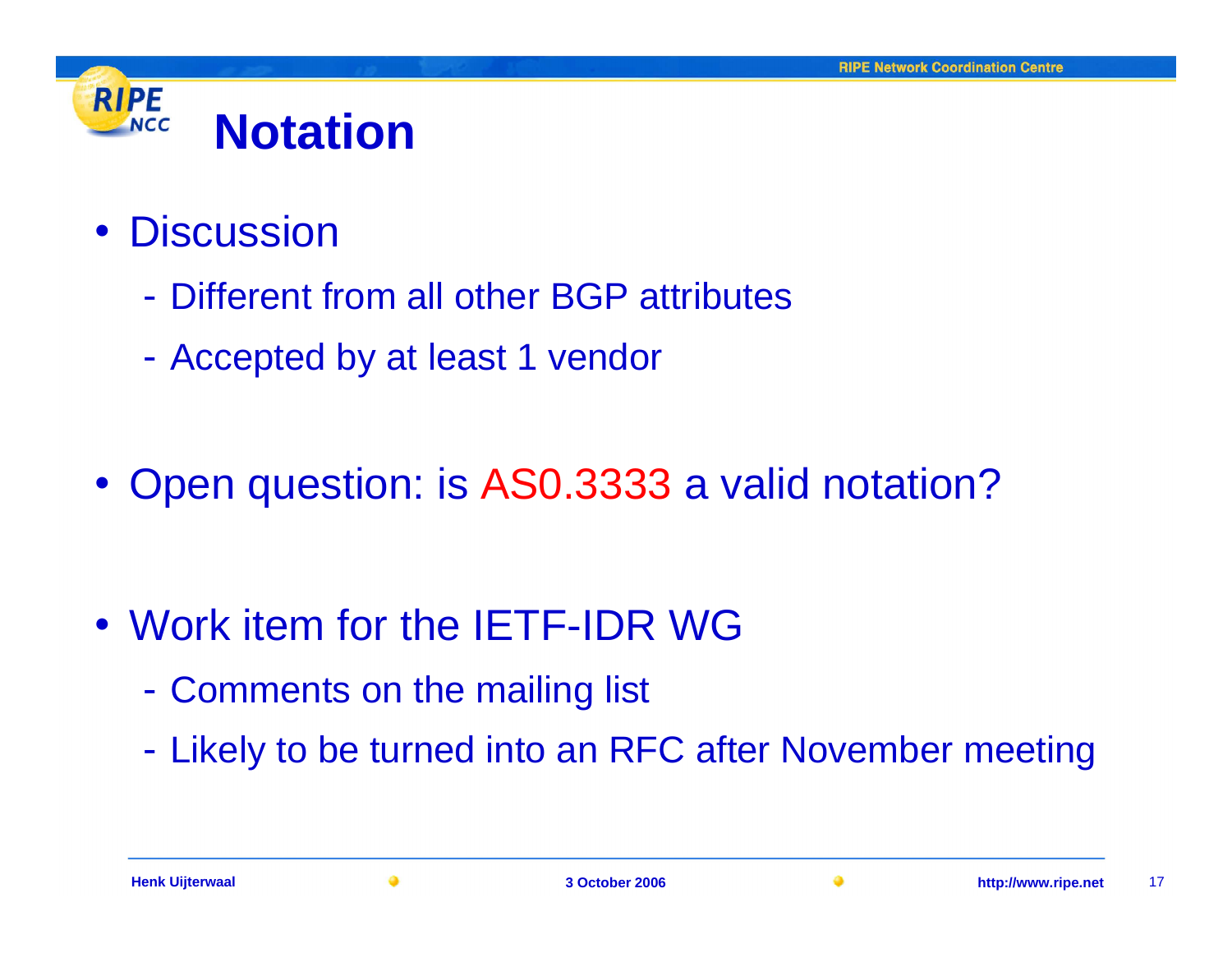# Notation

- Discussion
  - Different from all other BGP attributes
  - Accepted by at least 1 vendor

- Open question: is AS0.3333 a valid notation?

- Work item for the IETF-IDR WG
  - Comments on the mailing list
  - Likely to be turned into an RFC after November meeting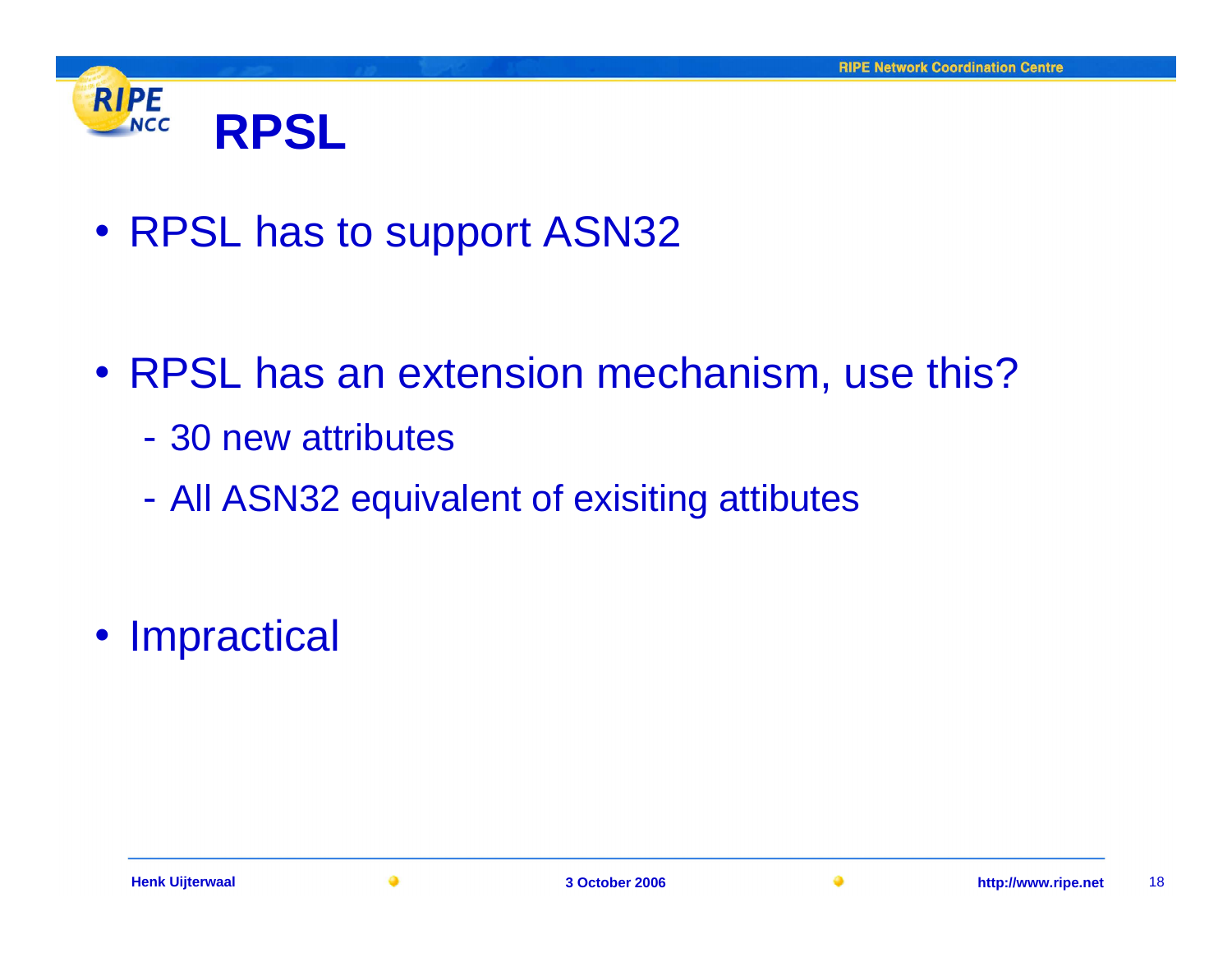# RPSL

- RPSL has to support ASN32

- RPSL has an extension mechanism, use this?
  - 30 new attributes
  - All ASN32 equivalent of exisiting attibutes

- Impractical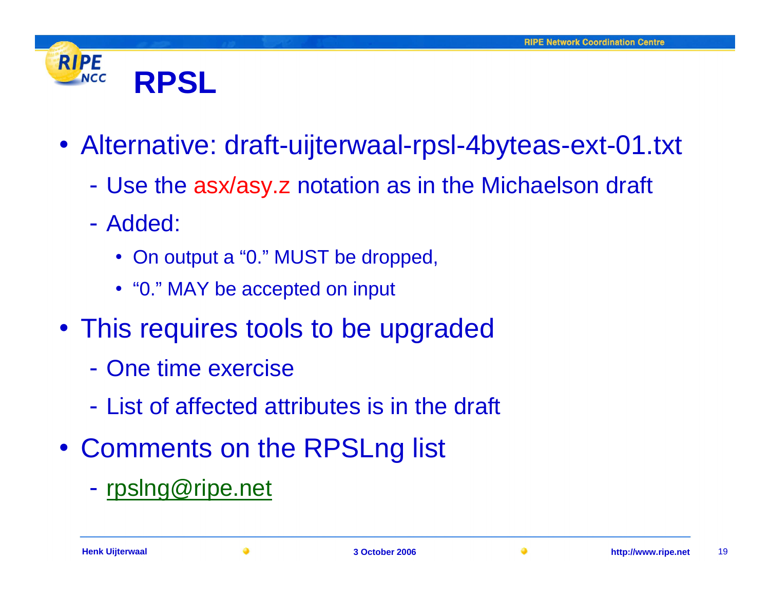# RPSL

- Alternative: draft-uijterwaal-rpsl-4byteas-ext-01.txt
  - Use the asx/asy.z notation as in the Michaelson draft
  - Added:
    - On output a “0.” MUST be dropped,
    - “0.” MAY be accepted on input
- This requires tools to be upgraded
  - One time exercise
  - List of affected attributes is in the draft
- Comments on the RPSLng list
  - rpslng@ripe.net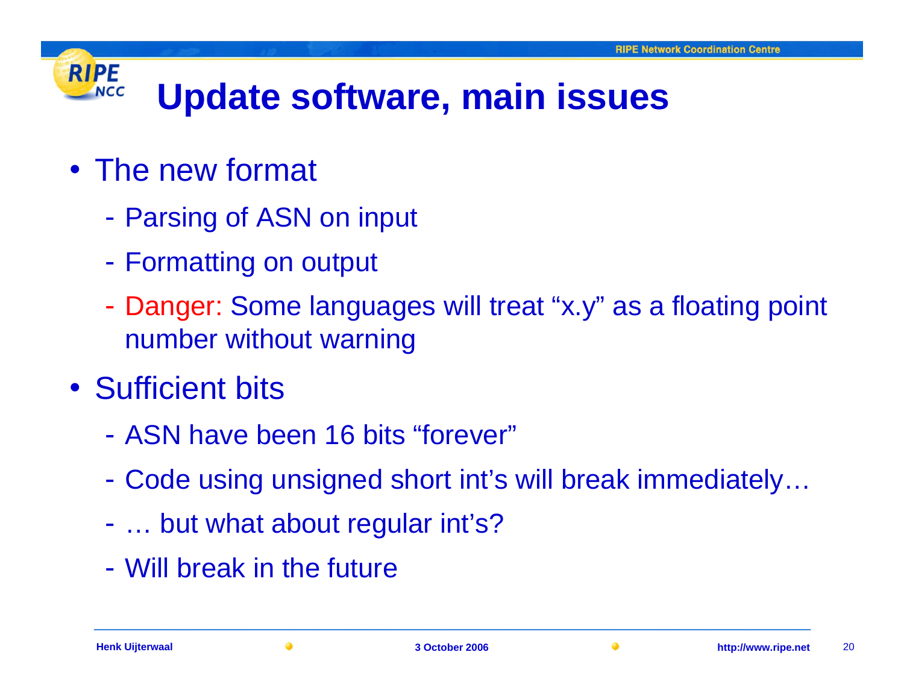# Update software, main issues

- The new format
  - Parsing of ASN on input
  - Formatting on output
  - Danger: Some languages will treat “x.y” as a floating point number without warning
- Sufficient bits
  - ASN have been 16 bits “forever”
  - Code using unsigned short int’s will break immediately…
  - … but what about regular int’s?
  - Will break in the future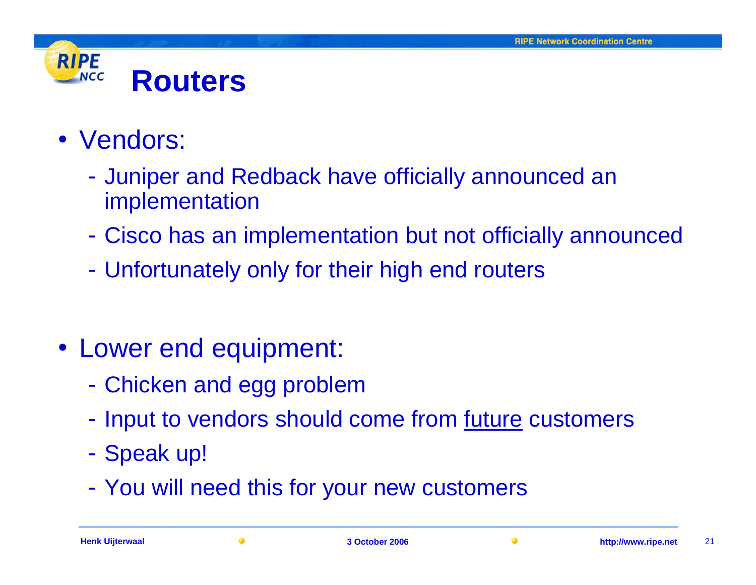# Routers

- Vendors:
  - Juniper and Redback have officially announced an implementation
  - Cisco has an implementation but not officially announced
  - Unfortunately only for their high end routers

- Lower end equipment:
  - Chicken and egg problem
  - Input to vendors should come from <u>future</u> customers
  - Speak up!
  - You will need this for your new customers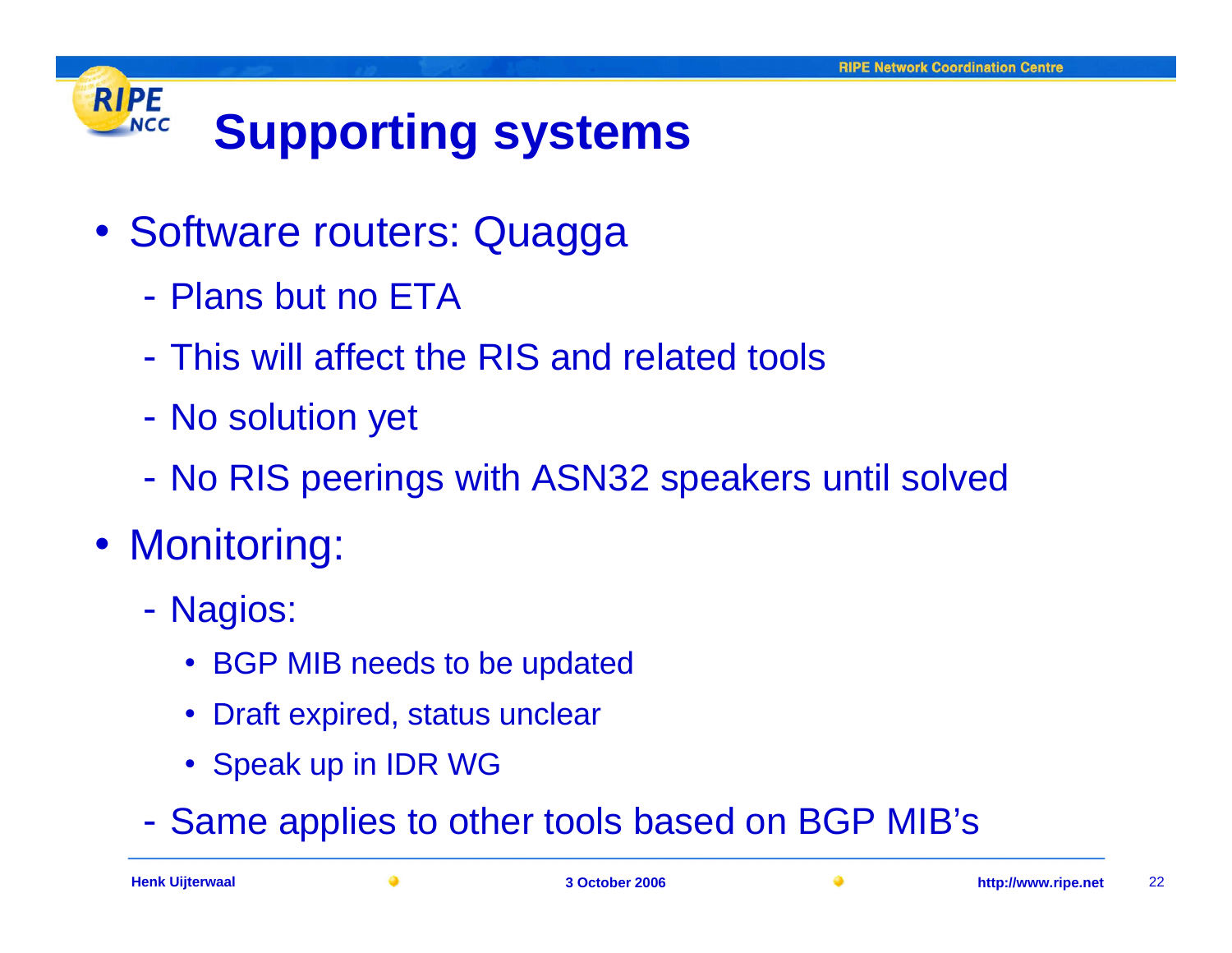# Supporting systems

- Software routers: Quagga
  - Plans but no ETA
  - This will affect the RIS and related tools
  - No solution yet
  - No RIS peerings with ASN32 speakers until solved
- Monitoring:
  - Nagios:
    - BGP MIB needs to be updated
    - Draft expired, status unclear
    - Speak up in IDR WG
  - Same applies to other tools based on BGP MIB's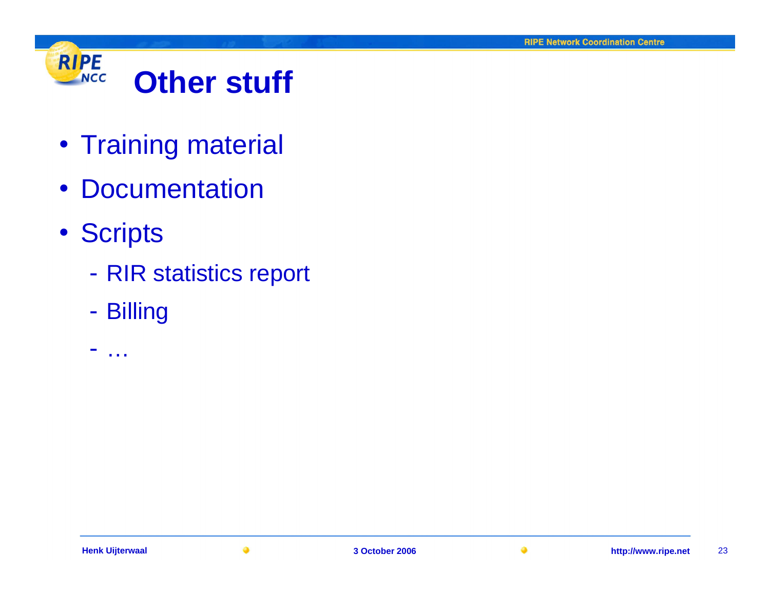# Other stuff

- Training material
- Documentation
- Scripts
  - RIR statistics report
  - Billing
  - …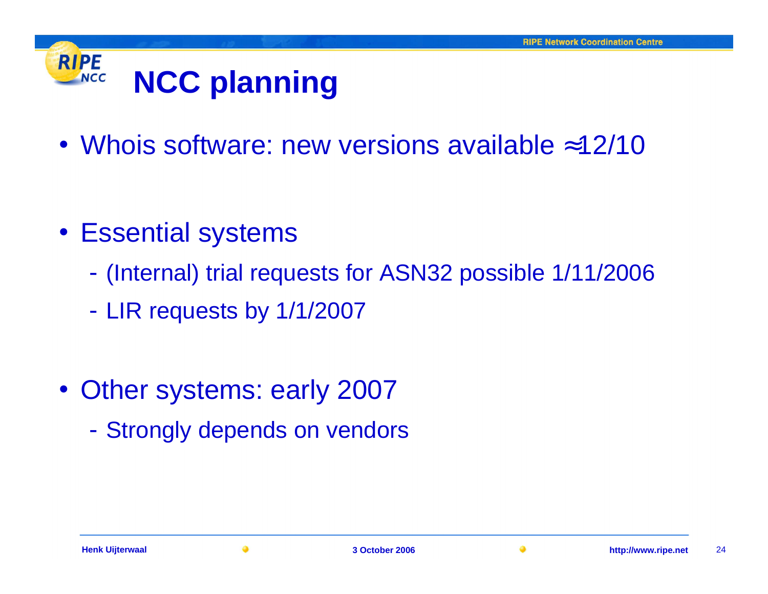# NCC planning

- Whois software: new versions available ≈12/10

- Essential systems
  - (Internal) trial requests for ASN32 possible 1/11/2006
  - LIR requests by 1/1/2007

- Other systems: early 2007
  - Strongly depends on vendors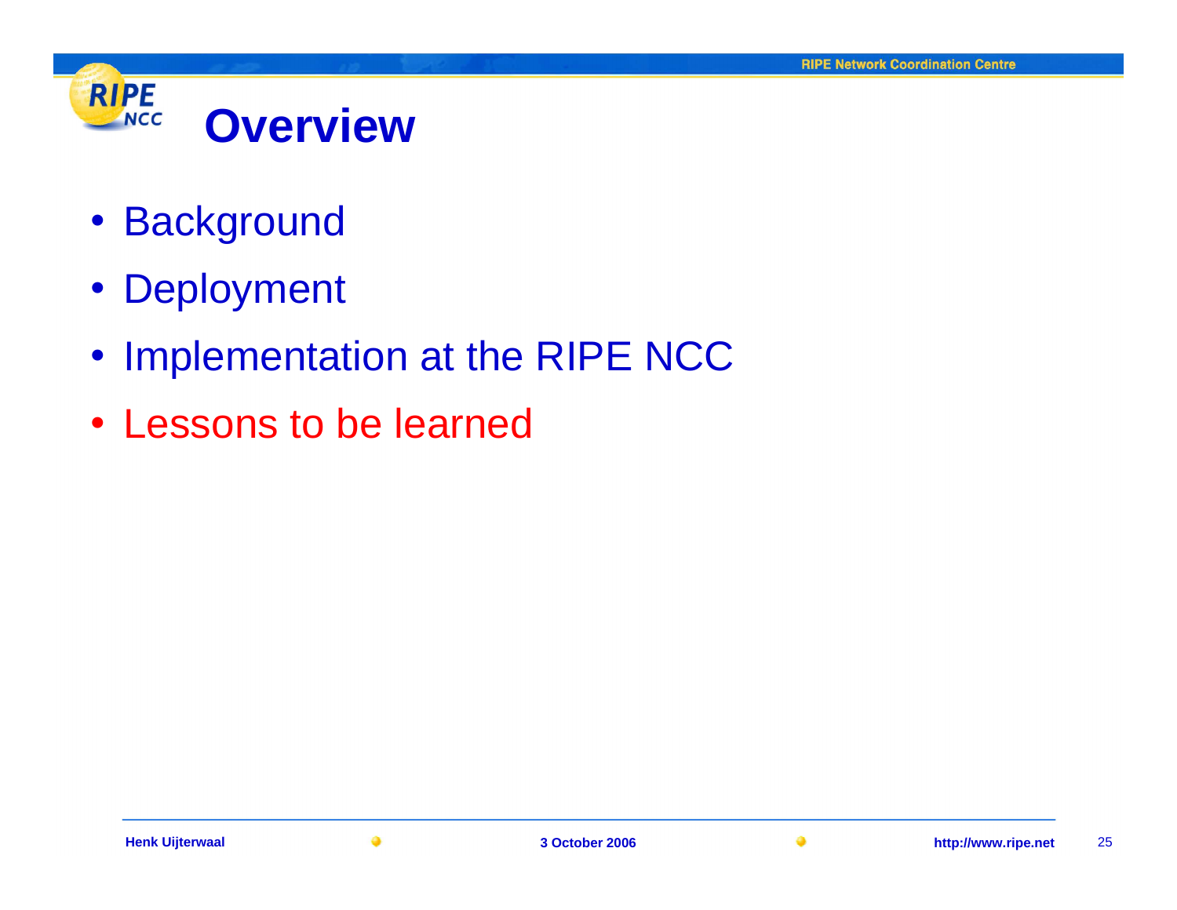# Overview

- Background
- Deployment
- Implementation at the RIPE NCC
- Lessons to be learned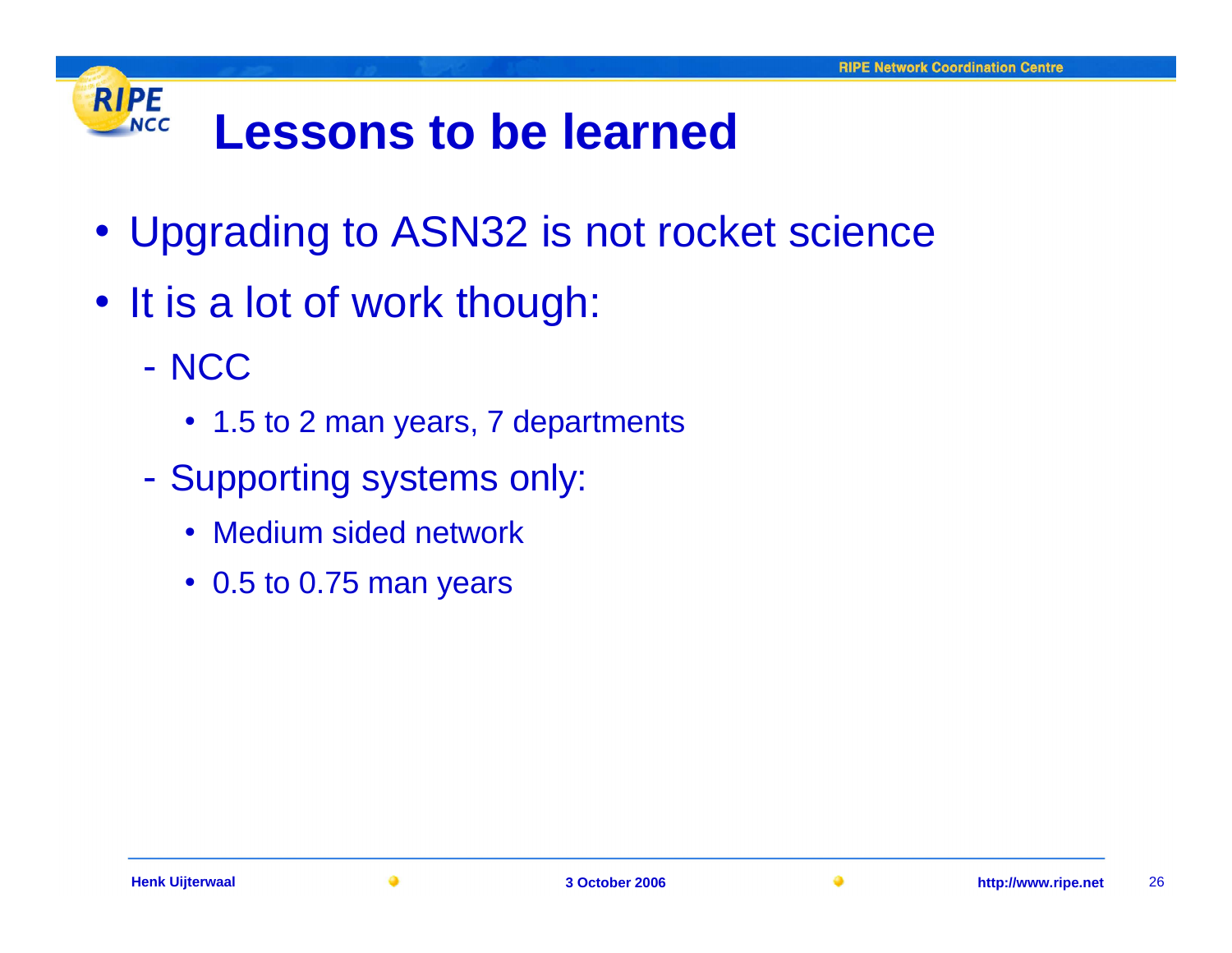# Lessons to be learned

- Upgrading to ASN32 is not rocket science
- It is a lot of work though:
  - NCC
    - 1.5 to 2 man years, 7 departments
  - Supporting systems only:
    - Medium sided network
    - 0.5 to 0.75 man years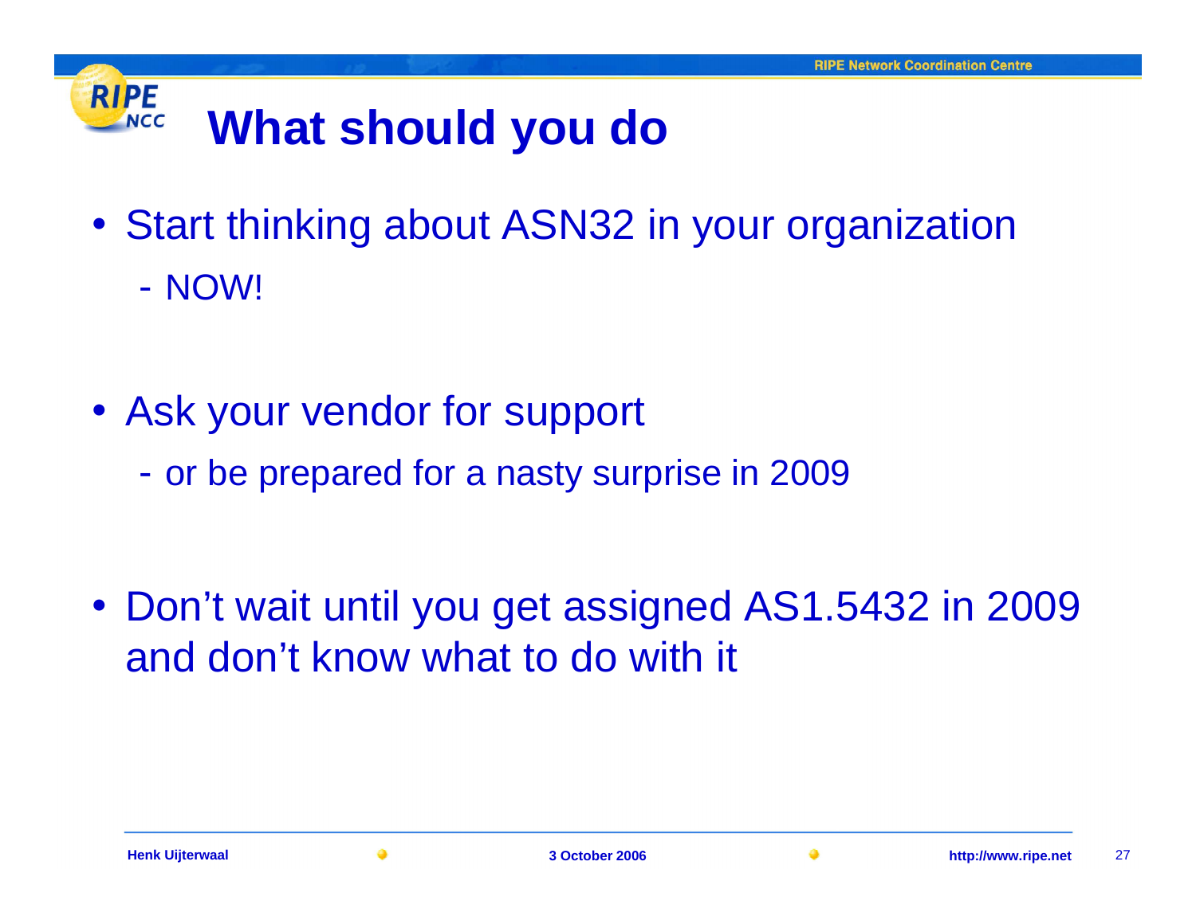# What should you do

- Start thinking about ASN32 in your organization
  - NOW!

- Ask your vendor for support
  - or be prepared for a nasty surprise in 2009

- Don't wait until you get assigned AS1.5432 in 2009 and don't know what to do with it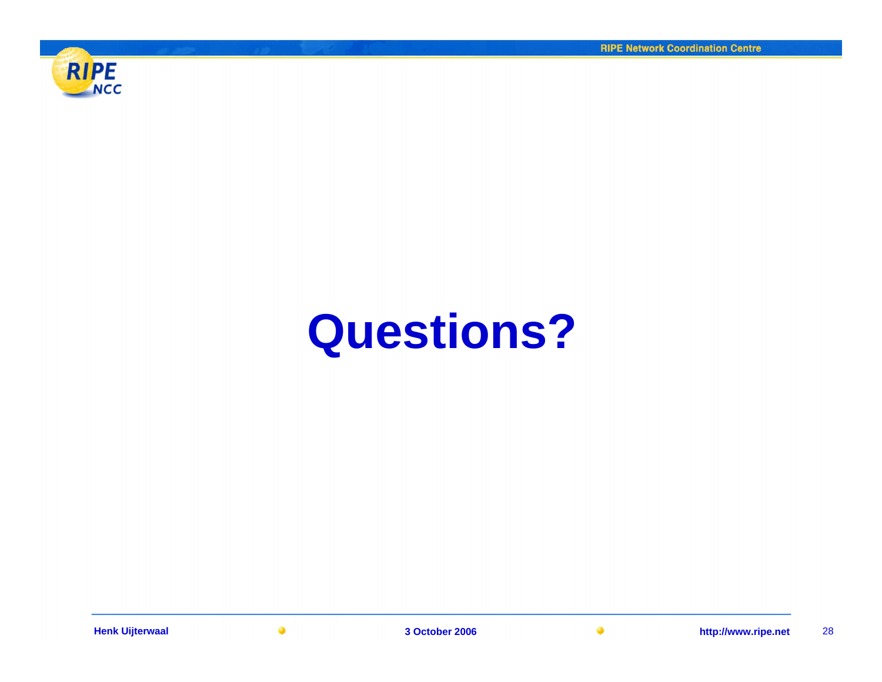# Questions?